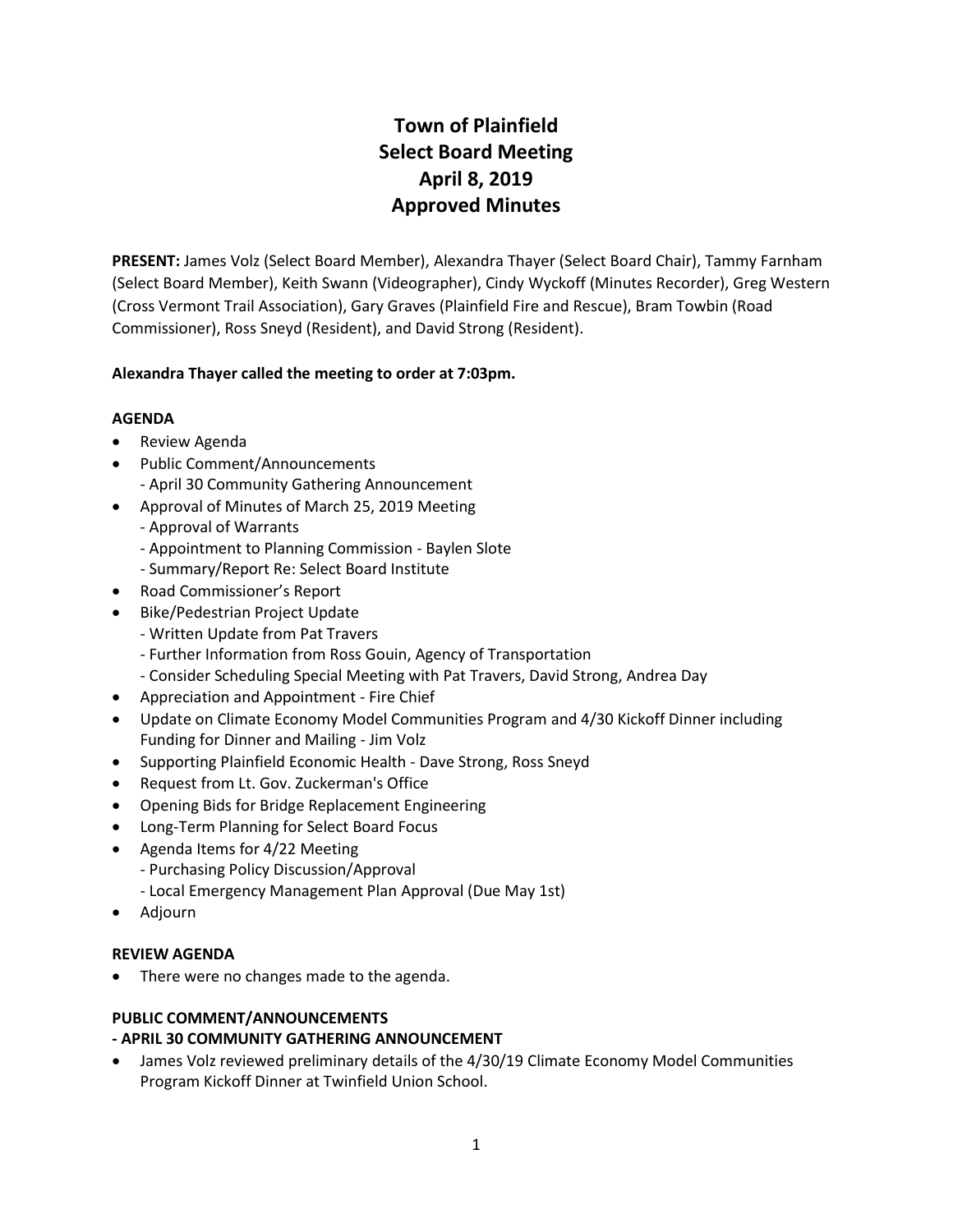# Town of Plainfield
# Select Board Meeting
# April 8, 2019
# Approved Minutes

**PRESENT:** James Volz (Select Board Member), Alexandra Thayer (Select Board Chair), Tammy Farnham (Select Board Member), Keith Swann (Videographer), Cindy Wyckoff (Minutes Recorder), Greg Western (Cross Vermont Trail Association), Gary Graves (Plainfield Fire and Rescue), Bram Towbin (Road Commissioner), Ross Sneyd (Resident), and David Strong (Resident).

**Alexandra Thayer called the meeting to order at 7:03pm.**

**AGENDA**

- Review Agenda
- Public Comment/Announcements
  - April 30 Community Gathering Announcement
- Approval of Minutes of March 25, 2019 Meeting
  - Approval of Warrants
  - Appointment to Planning Commission - Baylen Slote
  - Summary/Report Re: Select Board Institute
- Road Commissioner's Report
- Bike/Pedestrian Project Update
  - Written Update from Pat Travers
  - Further Information from Ross Gouin, Agency of Transportation
  - Consider Scheduling Special Meeting with Pat Travers, David Strong, Andrea Day
- Appreciation and Appointment - Fire Chief
- Update on Climate Economy Model Communities Program and 4/30 Kickoff Dinner including Funding for Dinner and Mailing - Jim Volz
- Supporting Plainfield Economic Health - Dave Strong, Ross Sneyd
- Request from Lt. Gov. Zuckerman's Office
- Opening Bids for Bridge Replacement Engineering
- Long-Term Planning for Select Board Focus
- Agenda Items for 4/22 Meeting
  - Purchasing Policy Discussion/Approval
  - Local Emergency Management Plan Approval (Due May 1st)
- Adjourn

**REVIEW AGENDA**

- There were no changes made to the agenda.

**PUBLIC COMMENT/ANNOUNCEMENTS**

**- APRIL 30 COMMUNITY GATHERING ANNOUNCEMENT**

- James Volz reviewed preliminary details of the 4/30/19 Climate Economy Model Communities Program Kickoff Dinner at Twinfield Union School.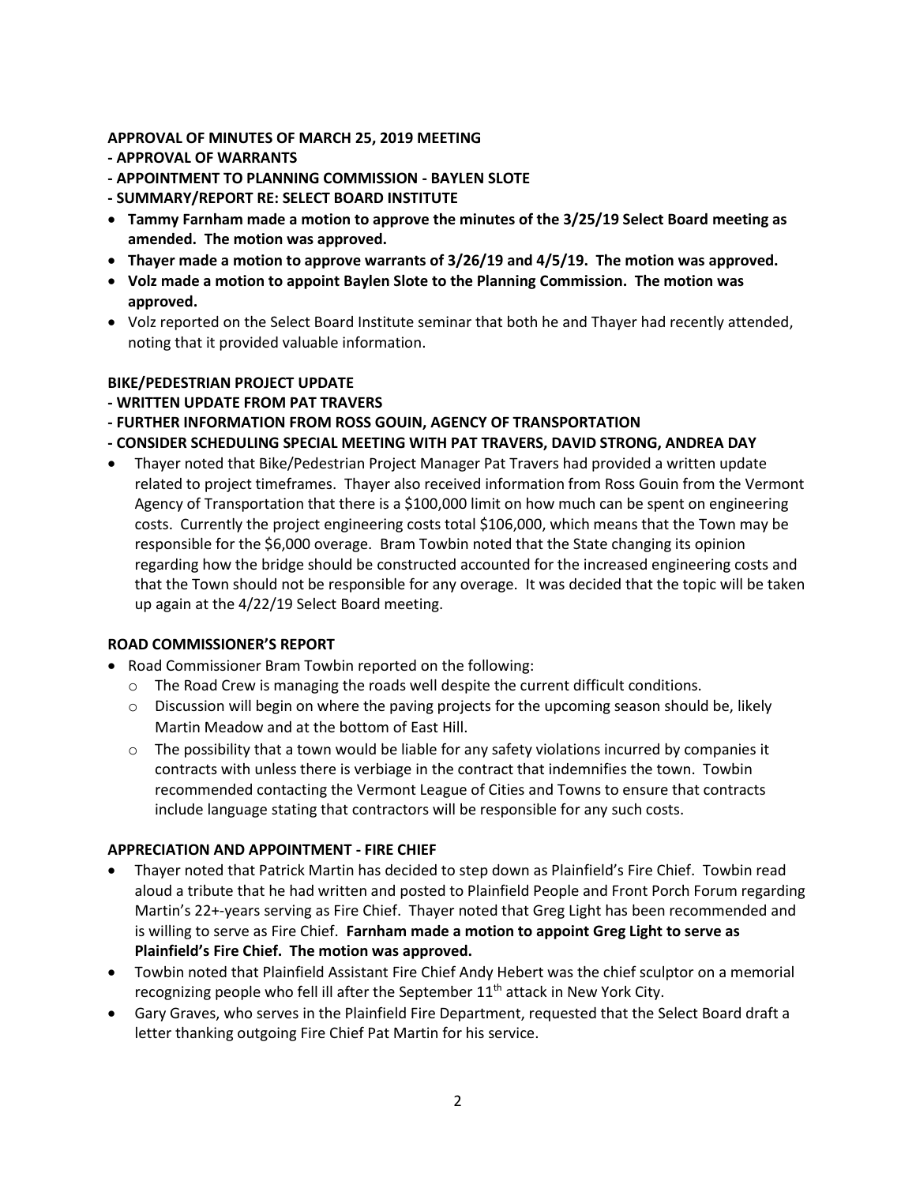**APPROVAL OF MINUTES OF MARCH 25, 2019 MEETING**
**- APPROVAL OF WARRANTS**
**- APPOINTMENT TO PLANNING COMMISSION - BAYLEN SLOTE**
**- SUMMARY/REPORT RE: SELECT BOARD INSTITUTE**

- **Tammy Farnham made a motion to approve the minutes of the 3/25/19 Select Board meeting as amended. The motion was approved.**
- **Thayer made a motion to approve warrants of 3/26/19 and 4/5/19. The motion was approved.**
- **Volz made a motion to appoint Baylen Slote to the Planning Commission. The motion was approved.**
- Volz reported on the Select Board Institute seminar that both he and Thayer had recently attended, noting that it provided valuable information.

**BIKE/PEDESTRIAN PROJECT UPDATE**
**- WRITTEN UPDATE FROM PAT TRAVERS**
**- FURTHER INFORMATION FROM ROSS GOUIN, AGENCY OF TRANSPORTATION**
**- CONSIDER SCHEDULING SPECIAL MEETING WITH PAT TRAVERS, DAVID STRONG, ANDREA DAY**

- Thayer noted that Bike/Pedestrian Project Manager Pat Travers had provided a written update related to project timeframes. Thayer also received information from Ross Gouin from the Vermont Agency of Transportation that there is a $100,000 limit on how much can be spent on engineering costs. Currently the project engineering costs total $106,000, which means that the Town may be responsible for the $6,000 overage. Bram Towbin noted that the State changing its opinion regarding how the bridge should be constructed accounted for the increased engineering costs and that the Town should not be responsible for any overage. It was decided that the topic will be taken up again at the 4/22/19 Select Board meeting.

**ROAD COMMISSIONER'S REPORT**

- Road Commissioner Bram Towbin reported on the following:
  - The Road Crew is managing the roads well despite the current difficult conditions.
  - Discussion will begin on where the paving projects for the upcoming season should be, likely Martin Meadow and at the bottom of East Hill.
  - The possibility that a town would be liable for any safety violations incurred by companies it contracts with unless there is verbiage in the contract that indemnifies the town. Towbin recommended contacting the Vermont League of Cities and Towns to ensure that contracts include language stating that contractors will be responsible for any such costs.

**APPRECIATION AND APPOINTMENT - FIRE CHIEF**

- Thayer noted that Patrick Martin has decided to step down as Plainfield's Fire Chief. Towbin read aloud a tribute that he had written and posted to Plainfield People and Front Porch Forum regarding Martin's 22+-years serving as Fire Chief. Thayer noted that Greg Light has been recommended and is willing to serve as Fire Chief. **Farnham made a motion to appoint Greg Light to serve as Plainfield's Fire Chief. The motion was approved.**
- Towbin noted that Plainfield Assistant Fire Chief Andy Hebert was the chief sculptor on a memorial recognizing people who fell ill after the September 11th attack in New York City.
- Gary Graves, who serves in the Plainfield Fire Department, requested that the Select Board draft a letter thanking outgoing Fire Chief Pat Martin for his service.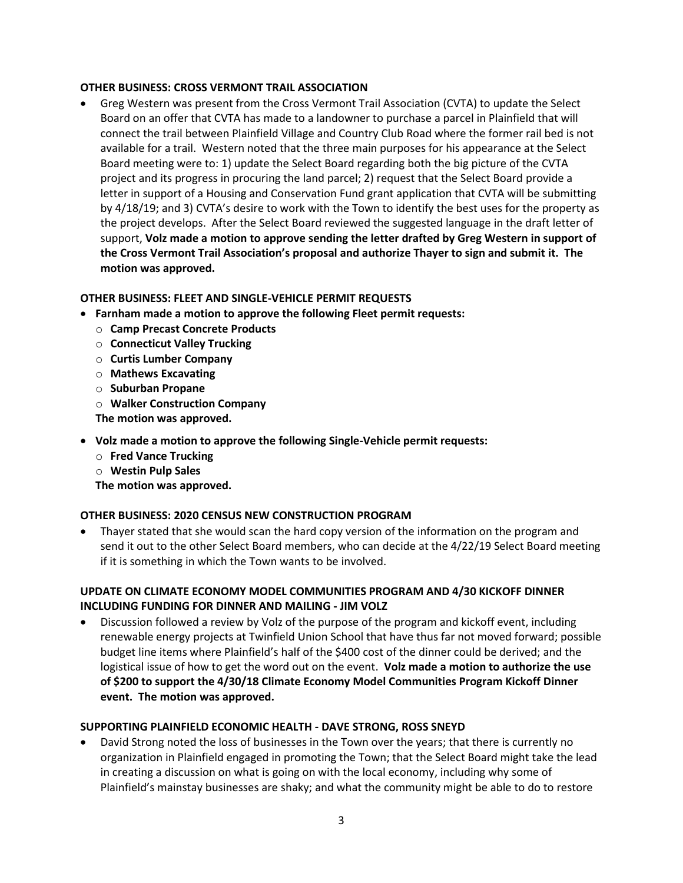**OTHER BUSINESS: CROSS VERMONT TRAIL ASSOCIATION**

- Greg Western was present from the Cross Vermont Trail Association (CVTA) to update the Select Board on an offer that CVTA has made to a landowner to purchase a parcel in Plainfield that will connect the trail between Plainfield Village and Country Club Road where the former rail bed is not available for a trail. Western noted that the three main purposes for his appearance at the Select Board meeting were to: 1) update the Select Board regarding both the big picture of the CVTA project and its progress in procuring the land parcel; 2) request that the Select Board provide a letter in support of a Housing and Conservation Fund grant application that CVTA will be submitting by 4/18/19; and 3) CVTA's desire to work with the Town to identify the best uses for the property as the project develops. After the Select Board reviewed the suggested language in the draft letter of support, **Volz made a motion to approve sending the letter drafted by Greg Western in support of the Cross Vermont Trail Association's proposal and authorize Thayer to sign and submit it. The motion was approved.**

**OTHER BUSINESS: FLEET AND SINGLE-VEHICLE PERMIT REQUESTS**

- **Farnham made a motion to approve the following Fleet permit requests:**
  - **Camp Precast Concrete Products**
  - **Connecticut Valley Trucking**
  - **Curtis Lumber Company**
  - **Mathews Excavating**
  - **Suburban Propane**
  - **Walker Construction Company**

  **The motion was approved.**
- **Volz made a motion to approve the following Single-Vehicle permit requests:**
  - **Fred Vance Trucking**
  - **Westin Pulp Sales**

  **The motion was approved.**

**OTHER BUSINESS: 2020 CENSUS NEW CONSTRUCTION PROGRAM**

- Thayer stated that she would scan the hard copy version of the information on the program and send it out to the other Select Board members, who can decide at the 4/22/19 Select Board meeting if it is something in which the Town wants to be involved.

**UPDATE ON CLIMATE ECONOMY MODEL COMMUNITIES PROGRAM AND 4/30 KICKOFF DINNER INCLUDING FUNDING FOR DINNER AND MAILING - JIM VOLZ**

- Discussion followed a review by Volz of the purpose of the program and kickoff event, including renewable energy projects at Twinfield Union School that have thus far not moved forward; possible budget line items where Plainfield's half of the $400 cost of the dinner could be derived; and the logistical issue of how to get the word out on the event. **Volz made a motion to authorize the use of $200 to support the 4/30/18 Climate Economy Model Communities Program Kickoff Dinner event. The motion was approved.**

**SUPPORTING PLAINFIELD ECONOMIC HEALTH - DAVE STRONG, ROSS SNEYD**

- David Strong noted the loss of businesses in the Town over the years; that there is currently no organization in Plainfield engaged in promoting the Town; that the Select Board might take the lead in creating a discussion on what is going on with the local economy, including why some of Plainfield's mainstay businesses are shaky; and what the community might be able to do to restore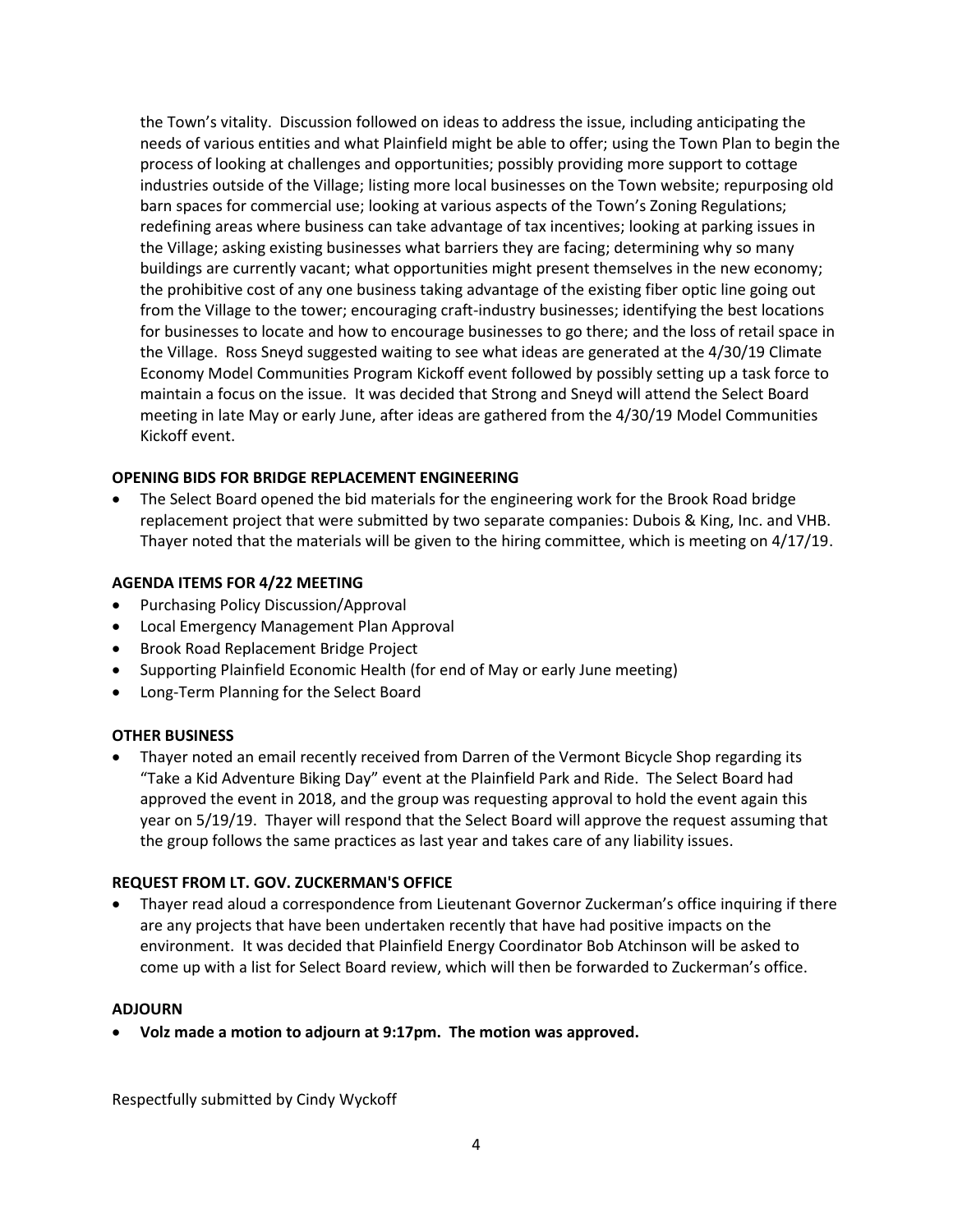the Town's vitality. Discussion followed on ideas to address the issue, including anticipating the needs of various entities and what Plainfield might be able to offer; using the Town Plan to begin the process of looking at challenges and opportunities; possibly providing more support to cottage industries outside of the Village; listing more local businesses on the Town website; repurposing old barn spaces for commercial use; looking at various aspects of the Town's Zoning Regulations; redefining areas where business can take advantage of tax incentives; looking at parking issues in the Village; asking existing businesses what barriers they are facing; determining why so many buildings are currently vacant; what opportunities might present themselves in the new economy; the prohibitive cost of any one business taking advantage of the existing fiber optic line going out from the Village to the tower; encouraging craft-industry businesses; identifying the best locations for businesses to locate and how to encourage businesses to go there; and the loss of retail space in the Village. Ross Sneyd suggested waiting to see what ideas are generated at the 4/30/19 Climate Economy Model Communities Program Kickoff event followed by possibly setting up a task force to maintain a focus on the issue. It was decided that Strong and Sneyd will attend the Select Board meeting in late May or early June, after ideas are gathered from the 4/30/19 Model Communities Kickoff event.

**OPENING BIDS FOR BRIDGE REPLACEMENT ENGINEERING**

- The Select Board opened the bid materials for the engineering work for the Brook Road bridge replacement project that were submitted by two separate companies: Dubois & King, Inc. and VHB. Thayer noted that the materials will be given to the hiring committee, which is meeting on 4/17/19.

**AGENDA ITEMS FOR 4/22 MEETING**

- Purchasing Policy Discussion/Approval
- Local Emergency Management Plan Approval
- Brook Road Replacement Bridge Project
- Supporting Plainfield Economic Health (for end of May or early June meeting)
- Long-Term Planning for the Select Board

**OTHER BUSINESS**

- Thayer noted an email recently received from Darren of the Vermont Bicycle Shop regarding its "Take a Kid Adventure Biking Day" event at the Plainfield Park and Ride. The Select Board had approved the event in 2018, and the group was requesting approval to hold the event again this year on 5/19/19. Thayer will respond that the Select Board will approve the request assuming that the group follows the same practices as last year and takes care of any liability issues.

**REQUEST FROM LT. GOV. ZUCKERMAN'S OFFICE**

- Thayer read aloud a correspondence from Lieutenant Governor Zuckerman's office inquiring if there are any projects that have been undertaken recently that have had positive impacts on the environment. It was decided that Plainfield Energy Coordinator Bob Atchinson will be asked to come up with a list for Select Board review, which will then be forwarded to Zuckerman's office.

**ADJOURN**

- **Volz made a motion to adjourn at 9:17pm. The motion was approved.**

Respectfully submitted by Cindy Wyckoff